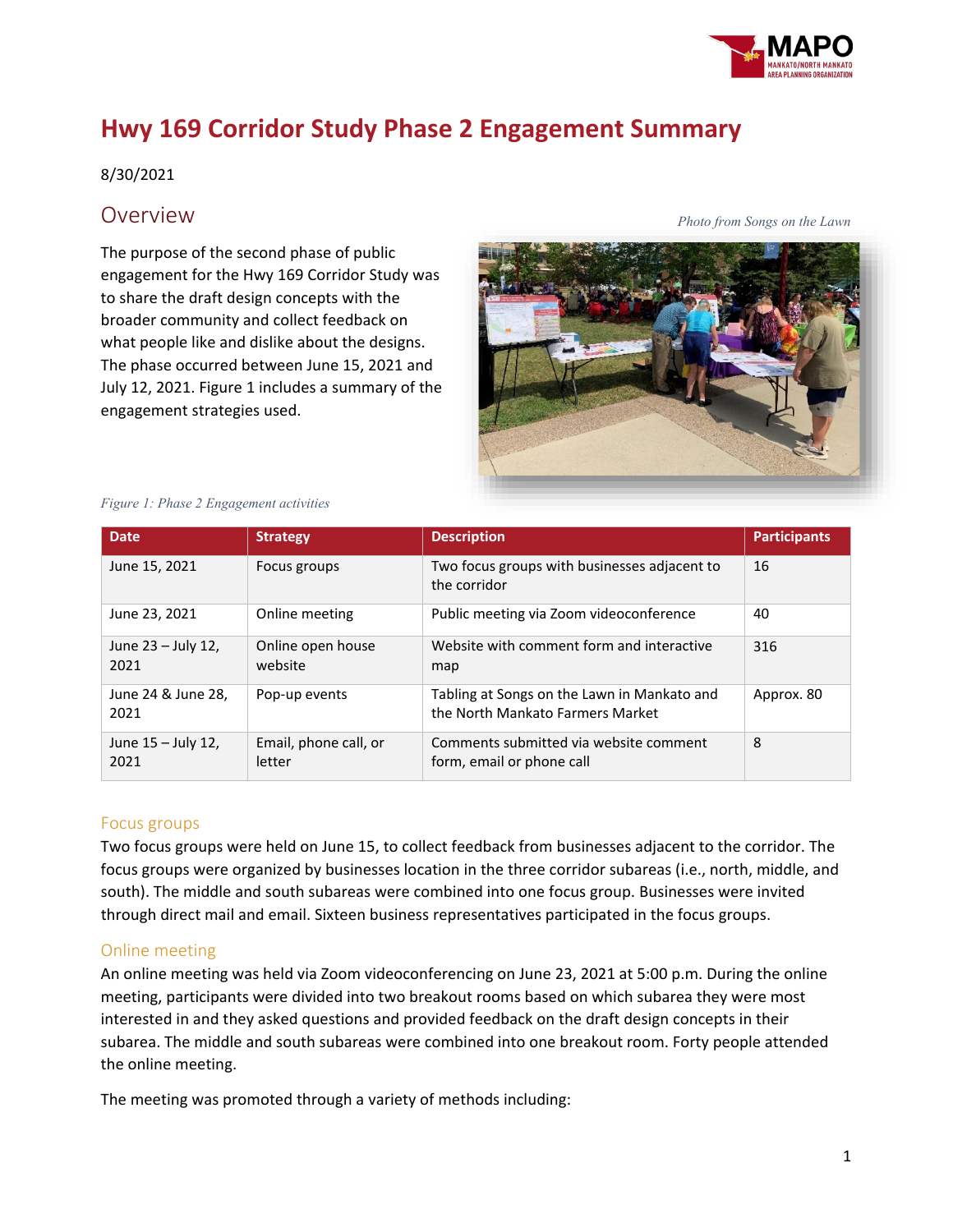# Hwy 169 Corridor Study Phase 2 Engagement Summary

8/30/2021

## Overview

The purpose of the second phase of public engagement for the Hwy 169 Corridor Study was to share the draft design concepts with the broader community and collect feedback on what people like and dislike about the designs. The phase occurred between June 15, 2021 and July 12, 2021. Figure 1 includes a summary of the engagement strategies used.

*Photo from Songs on the Lawn*

*Figure 1: Phase 2 Engagement activities*

| Date | Strategy | Description | Participants |
|---|---|---|---|
| June 15, 2021 | Focus groups | Two focus groups with businesses adjacent to the corridor | 16 |
| June 23, 2021 | Online meeting | Public meeting via Zoom videoconference | 40 |
| June 23 – July 12, 2021 | Online open house website | Website with comment form and interactive map | 316 |
| June 24 & June 28, 2021 | Pop-up events | Tabling at Songs on the Lawn in Mankato and the North Mankato Farmers Market | Approx. 80 |
| June 15 – July 12, 2021 | Email, phone call, or letter | Comments submitted via website comment form, email or phone call | 8 |

### Focus groups

Two focus groups were held on June 15, to collect feedback from businesses adjacent to the corridor. The focus groups were organized by businesses location in the three corridor subareas (i.e., north, middle, and south). The middle and south subareas were combined into one focus group. Businesses were invited through direct mail and email. Sixteen business representatives participated in the focus groups.

### Online meeting

An online meeting was held via Zoom videoconferencing on June 23, 2021 at 5:00 p.m. During the online meeting, participants were divided into two breakout rooms based on which subarea they were most interested in and they asked questions and provided feedback on the draft design concepts in their subarea. The middle and south subareas were combined into one breakout room. Forty people attended the online meeting.

The meeting was promoted through a variety of methods including: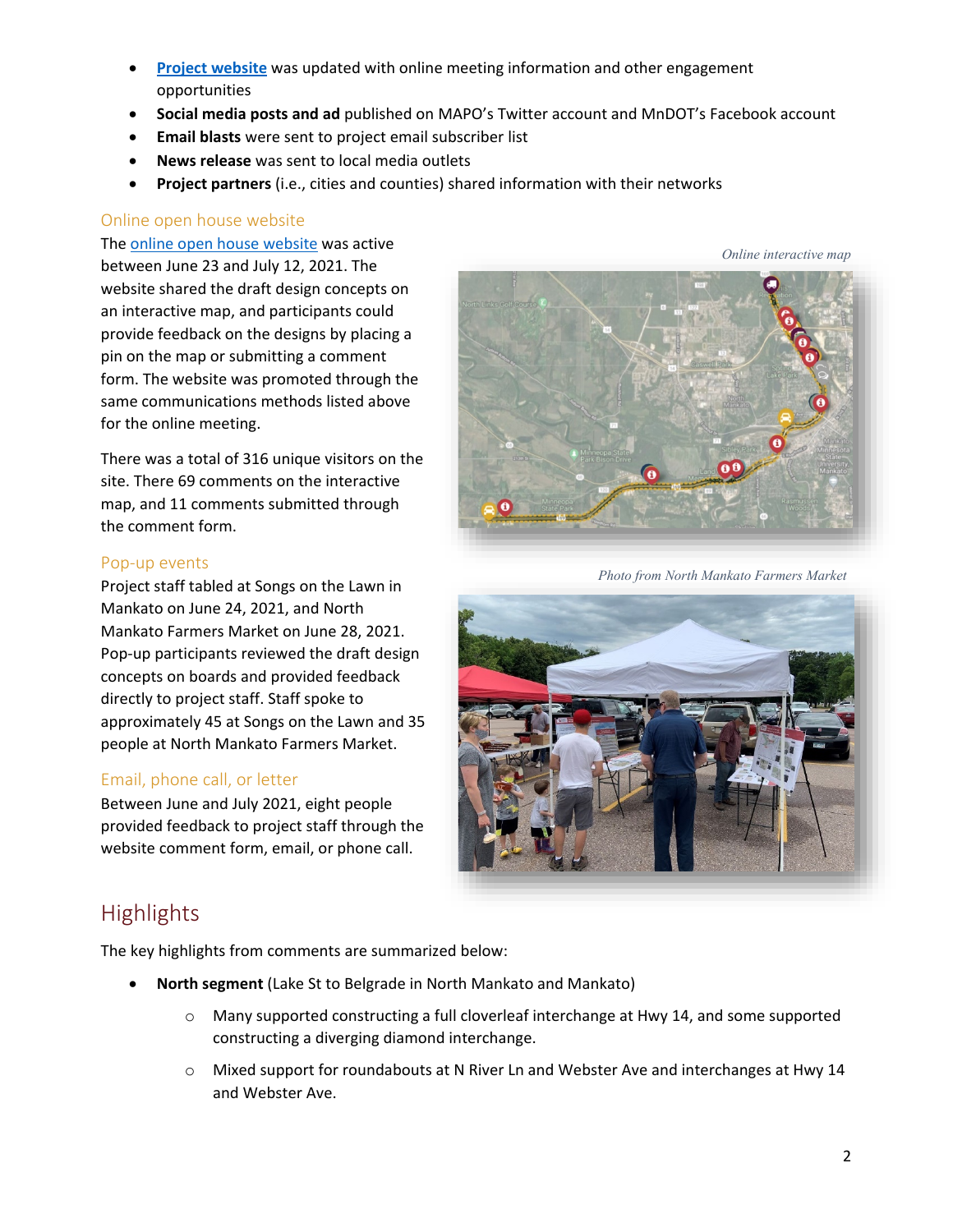- **Project website** was updated with online meeting information and other engagement opportunities
- **Social media posts and ad** published on MAPO's Twitter account and MnDOT's Facebook account
- **Email blasts** were sent to project email subscriber list
- **News release** was sent to local media outlets
- **Project partners** (i.e., cities and counties) shared information with their networks

### Online open house website

The online open house website was active between June 23 and July 12, 2021. The website shared the draft design concepts on an interactive map, and participants could provide feedback on the designs by placing a pin on the map or submitting a comment form. The website was promoted through the same communications methods listed above for the online meeting.

There was a total of 316 unique visitors on the site. There 69 comments on the interactive map, and 11 comments submitted through the comment form.

*Online interactive map*

### Pop-up events

Project staff tabled at Songs on the Lawn in Mankato on June 24, 2021, and North Mankato Farmers Market on June 28, 2021. Pop-up participants reviewed the draft design concepts on boards and provided feedback directly to project staff. Staff spoke to approximately 45 at Songs on the Lawn and 35 people at North Mankato Farmers Market.

*Photo from North Mankato Farmers Market*

### Email, phone call, or letter

Between June and July 2021, eight people provided feedback to project staff through the website comment form, email, or phone call.

## Highlights

The key highlights from comments are summarized below:

- **North segment** (Lake St to Belgrade in North Mankato and Mankato)
  - Many supported constructing a full cloverleaf interchange at Hwy 14, and some supported constructing a diverging diamond interchange.
  - Mixed support for roundabouts at N River Ln and Webster Ave and interchanges at Hwy 14 and Webster Ave.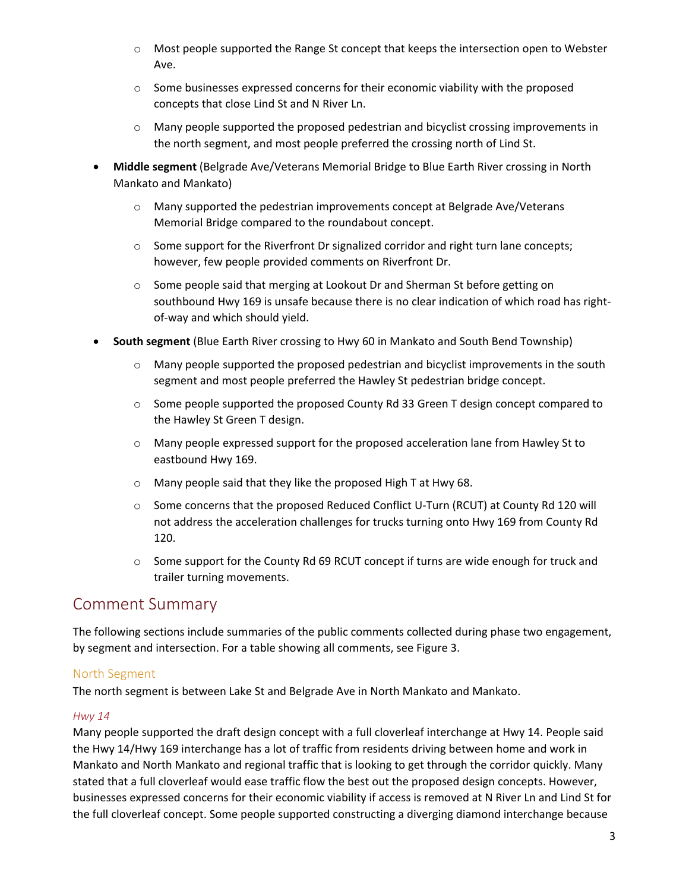- Most people supported the Range St concept that keeps the intersection open to Webster Ave.
    - Some businesses expressed concerns for their economic viability with the proposed concepts that close Lind St and N River Ln.
    - Many people supported the proposed pedestrian and bicyclist crossing improvements in the north segment, and most people preferred the crossing north of Lind St.
- **Middle segment** (Belgrade Ave/Veterans Memorial Bridge to Blue Earth River crossing in North Mankato and Mankato)
    - Many supported the pedestrian improvements concept at Belgrade Ave/Veterans Memorial Bridge compared to the roundabout concept.
    - Some support for the Riverfront Dr signalized corridor and right turn lane concepts; however, few people provided comments on Riverfront Dr.
    - Some people said that merging at Lookout Dr and Sherman St before getting on southbound Hwy 169 is unsafe because there is no clear indication of which road has right-of-way and which should yield.
- **South segment** (Blue Earth River crossing to Hwy 60 in Mankato and South Bend Township)
    - Many people supported the proposed pedestrian and bicyclist improvements in the south segment and most people preferred the Hawley St pedestrian bridge concept.
    - Some people supported the proposed County Rd 33 Green T design concept compared to the Hawley St Green T design.
    - Many people expressed support for the proposed acceleration lane from Hawley St to eastbound Hwy 169.
    - Many people said that they like the proposed High T at Hwy 68.
    - Some concerns that the proposed Reduced Conflict U-Turn (RCUT) at County Rd 120 will not address the acceleration challenges for trucks turning onto Hwy 169 from County Rd 120.
    - Some support for the County Rd 69 RCUT concept if turns are wide enough for truck and trailer turning movements.

## Comment Summary

The following sections include summaries of the public comments collected during phase two engagement, by segment and intersection. For a table showing all comments, see Figure 3.

### North Segment

The north segment is between Lake St and Belgrade Ave in North Mankato and Mankato.

#### *Hwy 14*

Many people supported the draft design concept with a full cloverleaf interchange at Hwy 14. People said the Hwy 14/Hwy 169 interchange has a lot of traffic from residents driving between home and work in Mankato and North Mankato and regional traffic that is looking to get through the corridor quickly. Many stated that a full cloverleaf would ease traffic flow the best out the proposed design concepts. However, businesses expressed concerns for their economic viability if access is removed at N River Ln and Lind St for the full cloverleaf concept. Some people supported constructing a diverging diamond interchange because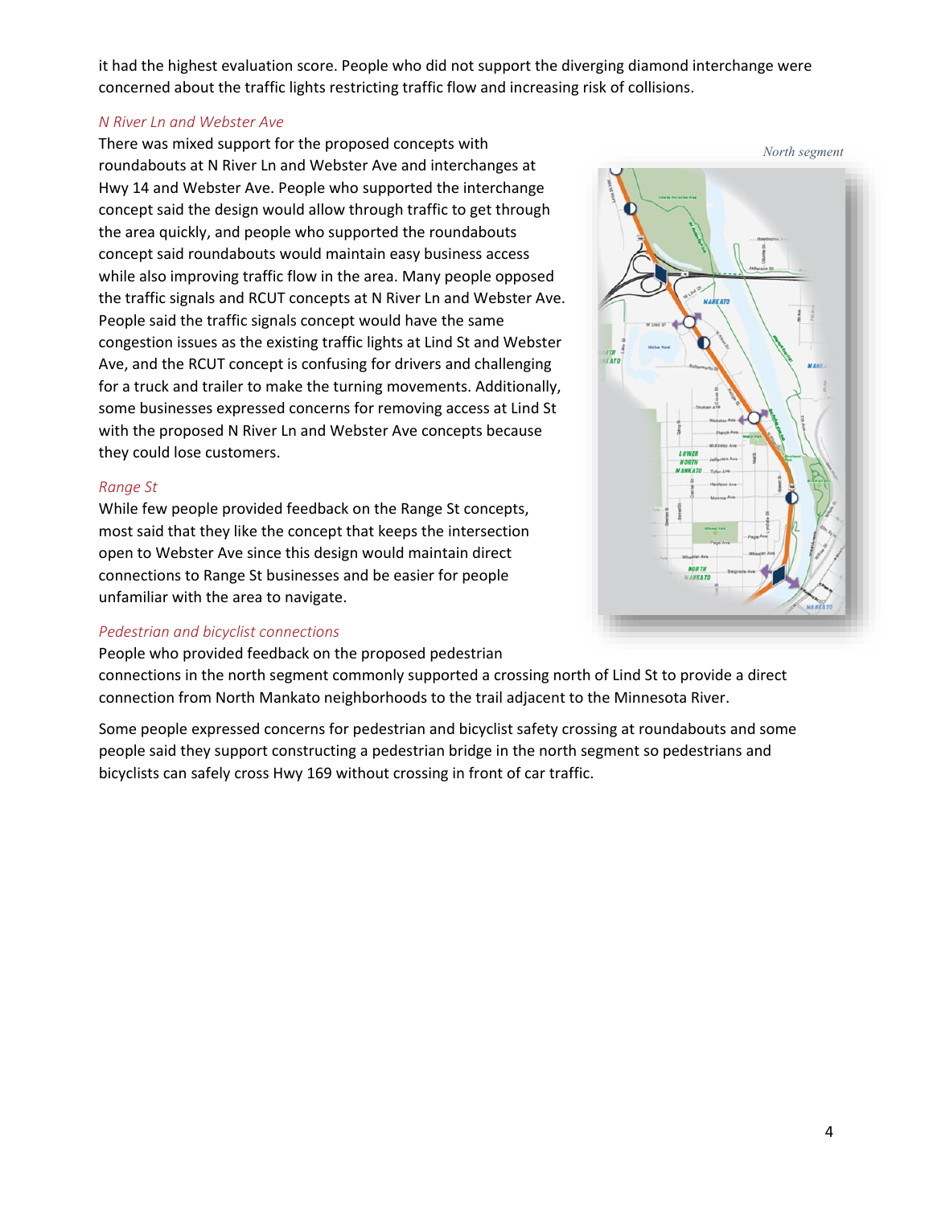it had the highest evaluation score. People who did not support the diverging diamond interchange were concerned about the traffic lights restricting traffic flow and increasing risk of collisions.

*N River Ln and Webster Ave*

There was mixed support for the proposed concepts with roundabouts at N River Ln and Webster Ave and interchanges at Hwy 14 and Webster Ave. People who supported the interchange concept said the design would allow through traffic to get through the area quickly, and people who supported the roundabouts concept said roundabouts would maintain easy business access while also improving traffic flow in the area. Many people opposed the traffic signals and RCUT concepts at N River Ln and Webster Ave. People said the traffic signals concept would have the same congestion issues as the existing traffic lights at Lind St and Webster Ave, and the RCUT concept is confusing for drivers and challenging for a truck and trailer to make the turning movements. Additionally, some businesses expressed concerns for removing access at Lind St with the proposed N River Ln and Webster Ave concepts because they could lose customers.

*North segment*

*Range St*

While few people provided feedback on the Range St concepts, most said that they like the concept that keeps the intersection open to Webster Ave since this design would maintain direct connections to Range St businesses and be easier for people unfamiliar with the area to navigate.

*Pedestrian and bicyclist connections*

People who provided feedback on the proposed pedestrian connections in the north segment commonly supported a crossing north of Lind St to provide a direct connection from North Mankato neighborhoods to the trail adjacent to the Minnesota River.

Some people expressed concerns for pedestrian and bicyclist safety crossing at roundabouts and some people said they support constructing a pedestrian bridge in the north segment so pedestrians and bicyclists can safely cross Hwy 169 without crossing in front of car traffic.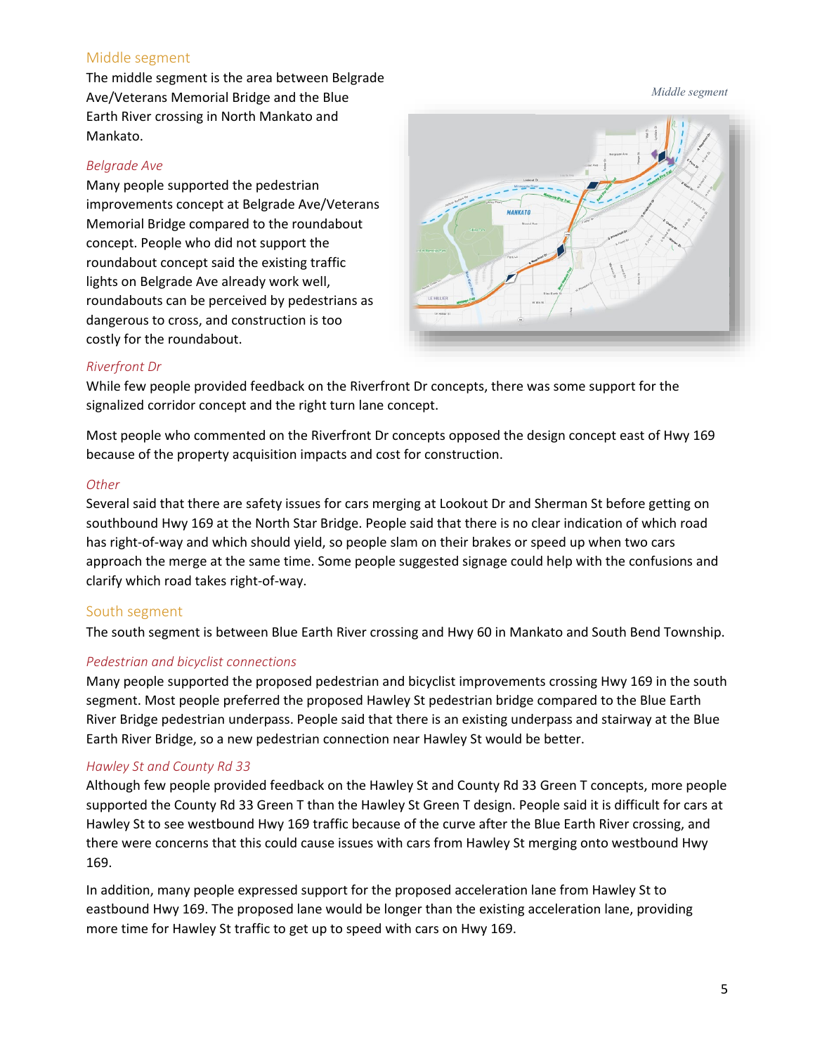## Middle segment

The middle segment is the area between Belgrade Ave/Veterans Memorial Bridge and the Blue Earth River crossing in North Mankato and Mankato.

*Middle segment*

### Belgrade Ave

Many people supported the pedestrian improvements concept at Belgrade Ave/Veterans Memorial Bridge compared to the roundabout concept. People who did not support the roundabout concept said the existing traffic lights on Belgrade Ave already work well, roundabouts can be perceived by pedestrians as dangerous to cross, and construction is too costly for the roundabout.

### Riverfront Dr

While few people provided feedback on the Riverfront Dr concepts, there was some support for the signalized corridor concept and the right turn lane concept.

Most people who commented on the Riverfront Dr concepts opposed the design concept east of Hwy 169 because of the property acquisition impacts and cost for construction.

### Other

Several said that there are safety issues for cars merging at Lookout Dr and Sherman St before getting on southbound Hwy 169 at the North Star Bridge. People said that there is no clear indication of which road has right-of-way and which should yield, so people slam on their brakes or speed up when two cars approach the merge at the same time. Some people suggested signage could help with the confusions and clarify which road takes right-of-way.

## South segment

The south segment is between Blue Earth River crossing and Hwy 60 in Mankato and South Bend Township.

### Pedestrian and bicyclist connections

Many people supported the proposed pedestrian and bicyclist improvements crossing Hwy 169 in the south segment. Most people preferred the proposed Hawley St pedestrian bridge compared to the Blue Earth River Bridge pedestrian underpass. People said that there is an existing underpass and stairway at the Blue Earth River Bridge, so a new pedestrian connection near Hawley St would be better.

### Hawley St and County Rd 33

Although few people provided feedback on the Hawley St and County Rd 33 Green T concepts, more people supported the County Rd 33 Green T than the Hawley St Green T design. People said it is difficult for cars at Hawley St to see westbound Hwy 169 traffic because of the curve after the Blue Earth River crossing, and there were concerns that this could cause issues with cars from Hawley St merging onto westbound Hwy 169.

In addition, many people expressed support for the proposed acceleration lane from Hawley St to eastbound Hwy 169. The proposed lane would be longer than the existing acceleration lane, providing more time for Hawley St traffic to get up to speed with cars on Hwy 169.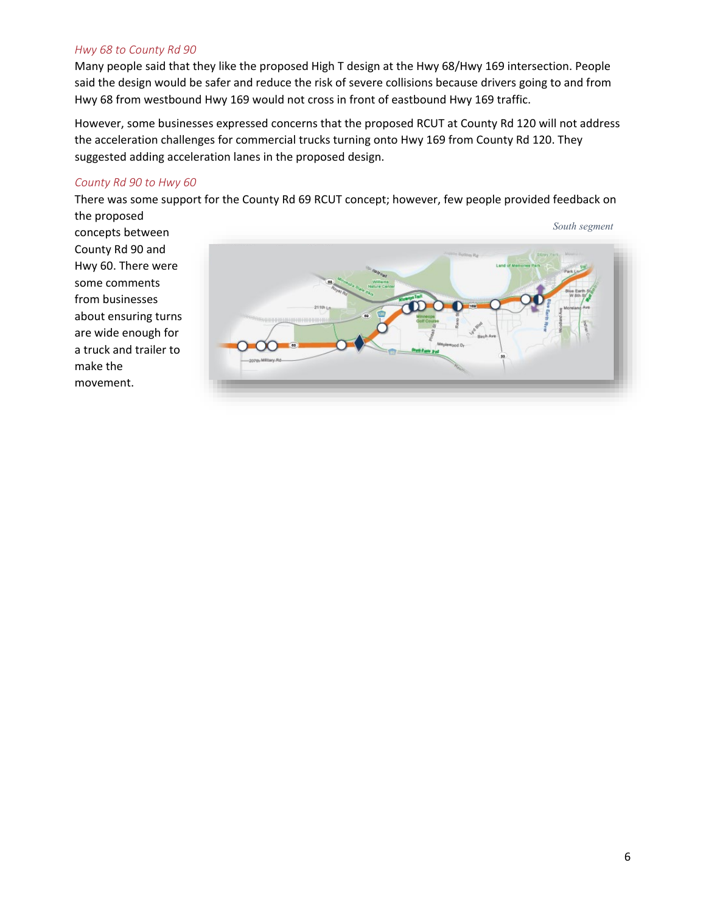*Hwy 68 to County Rd 90*

Many people said that they like the proposed High T design at the Hwy 68/Hwy 169 intersection. People said the design would be safer and reduce the risk of severe collisions because drivers going to and from Hwy 68 from westbound Hwy 169 would not cross in front of eastbound Hwy 169 traffic.

However, some businesses expressed concerns that the proposed RCUT at County Rd 120 will not address the acceleration challenges for commercial trucks turning onto Hwy 169 from County Rd 120. They suggested adding acceleration lanes in the proposed design.

*County Rd 90 to Hwy 60*

There was some support for the County Rd 69 RCUT concept; however, few people provided feedback on the proposed concepts between County Rd 90 and Hwy 60. There were some comments from businesses about ensuring turns are wide enough for a truck and trailer to make the movement.

*South segment*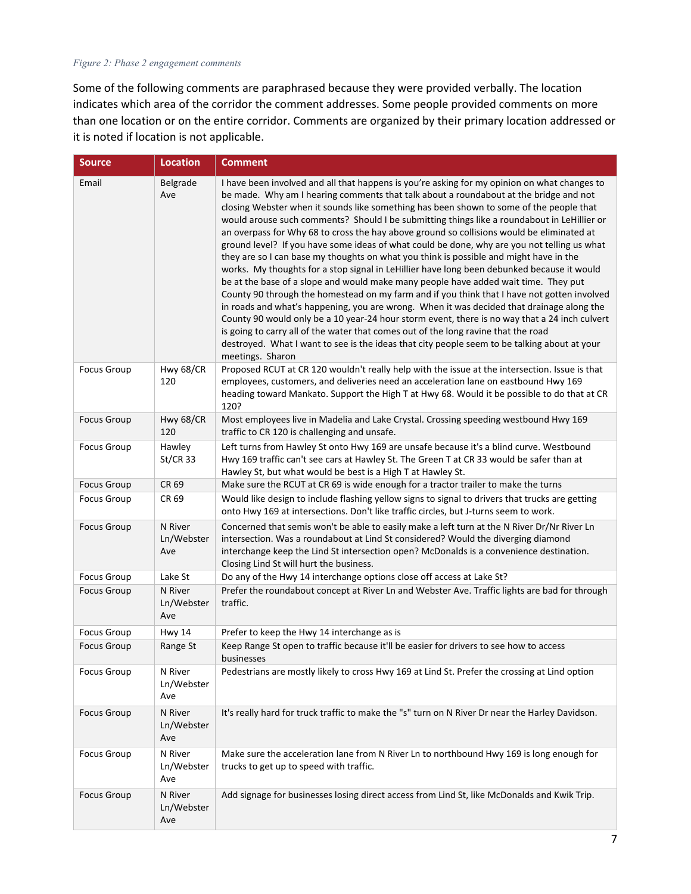*Figure 2: Phase 2 engagement comments*

Some of the following comments are paraphrased because they were provided verbally. The location indicates which area of the corridor the comment addresses. Some people provided comments on more than one location or on the entire corridor. Comments are organized by their primary location addressed or it is noted if location is not applicable.

| Source | Location | Comment |
|---|---|---|
| Email | Belgrade Ave | I have been involved and all that happens is you're asking for my opinion on what changes to be made. Why am I hearing comments that talk about a roundabout at the bridge and not closing Webster when it sounds like something has been shown to some of the people that would arouse such comments? Should I be submitting things like a roundabout in LeHillier or an overpass for Why 68 to cross the hay above ground so collisions would be eliminated at ground level? If you have some ideas of what could be done, why are you not telling us what they are so I can base my thoughts on what you think is possible and might have in the works. My thoughts for a stop signal in LeHillier have long been debunked because it would be at the base of a slope and would make many people have added wait time. They put County 90 through the homestead on my farm and if you think that I have not gotten involved in roads and what's happening, you are wrong. When it was decided that drainage along the County 90 would only be a 10 year-24 hour storm event, there is no way that a 24 inch culvert is going to carry all of the water that comes out of the long ravine that the road destroyed. What I want to see is the ideas that city people seem to be talking about at your meetings. Sharon |
| Focus Group | Hwy 68/CR 120 | Proposed RCUT at CR 120 wouldn't really help with the issue at the intersection. Issue is that employees, customers, and deliveries need an acceleration lane on eastbound Hwy 169 heading toward Mankato. Support the High T at Hwy 68. Would it be possible to do that at CR 120? |
| Focus Group | Hwy 68/CR 120 | Most employees live in Madelia and Lake Crystal. Crossing speeding westbound Hwy 169 traffic to CR 120 is challenging and unsafe. |
| Focus Group | Hawley St/CR 33 | Left turns from Hawley St onto Hwy 169 are unsafe because it's a blind curve. Westbound Hwy 169 traffic can't see cars at Hawley St. The Green T at CR 33 would be safer than at Hawley St, but what would be best is a High T at Hawley St. |
| Focus Group | CR 69 | Make sure the RCUT at CR 69 is wide enough for a tractor trailer to make the turns |
| Focus Group | CR 69 | Would like design to include flashing yellow signs to signal to drivers that trucks are getting onto Hwy 169 at intersections. Don't like traffic circles, but J-turns seem to work. |
| Focus Group | N River Ln/Webster Ave | Concerned that semis won't be able to easily make a left turn at the N River Dr/Nr River Ln intersection. Was a roundabout at Lind St considered? Would the diverging diamond interchange keep the Lind St intersection open? McDonalds is a convenience destination. Closing Lind St will hurt the business. |
| Focus Group | Lake St | Do any of the Hwy 14 interchange options close off access at Lake St? |
| Focus Group | N River Ln/Webster Ave | Prefer the roundabout concept at River Ln and Webster Ave. Traffic lights are bad for through traffic. |
| Focus Group | Hwy 14 | Prefer to keep the Hwy 14 interchange as is |
| Focus Group | Range St | Keep Range St open to traffic because it'll be easier for drivers to see how to access businesses |
| Focus Group | N River Ln/Webster Ave | Pedestrians are mostly likely to cross Hwy 169 at Lind St. Prefer the crossing at Lind option |
| Focus Group | N River Ln/Webster Ave | It's really hard for truck traffic to make the "s" turn on N River Dr near the Harley Davidson. |
| Focus Group | N River Ln/Webster Ave | Make sure the acceleration lane from N River Ln to northbound Hwy 169 is long enough for trucks to get up to speed with traffic. |
| Focus Group | N River Ln/Webster Ave | Add signage for businesses losing direct access from Lind St, like McDonalds and Kwik Trip. |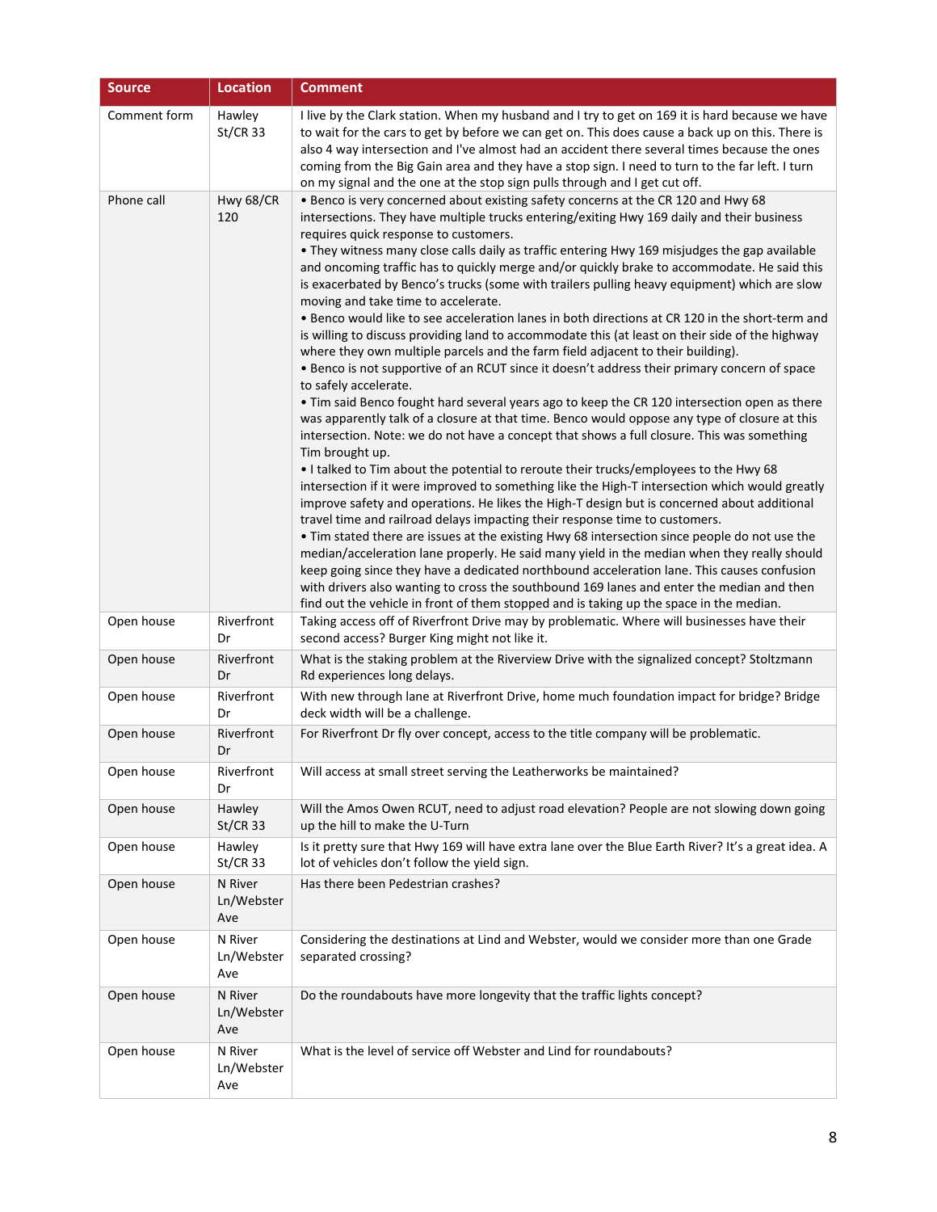| Source | Location | Comment |
|---|---|---|
| Comment form | Hawley St/CR 33 | I live by the Clark station. When my husband and I try to get on 169 it is hard because we have to wait for the cars to get by before we can get on. This does cause a back up on this. There is also 4 way intersection and I've almost had an accident there several times because the ones coming from the Big Gain area and they have a stop sign. I need to turn to the far left. I turn on my signal and the one at the stop sign pulls through and I get cut off. |
| Phone call | Hwy 68/CR 120 | • Benco is very concerned about existing safety concerns at the CR 120 and Hwy 68 intersections. They have multiple trucks entering/exiting Hwy 169 daily and their business requires quick response to customers.<br>• They witness many close calls daily as traffic entering Hwy 169 misjudges the gap available and oncoming traffic has to quickly merge and/or quickly brake to accommodate. He said this is exacerbated by Benco's trucks (some with trailers pulling heavy equipment) which are slow moving and take time to accelerate.<br>• Benco would like to see acceleration lanes in both directions at CR 120 in the short-term and is willing to discuss providing land to accommodate this (at least on their side of the highway where they own multiple parcels and the farm field adjacent to their building).<br>• Benco is not supportive of an RCUT since it doesn't address their primary concern of space to safely accelerate.<br>• Tim said Benco fought hard several years ago to keep the CR 120 intersection open as there was apparently talk of a closure at that time. Benco would oppose any type of closure at this intersection. Note: we do not have a concept that shows a full closure. This was something Tim brought up.<br>• I talked to Tim about the potential to reroute their trucks/employees to the Hwy 68 intersection if it were improved to something like the High-T intersection which would greatly improve safety and operations. He likes the High-T design but is concerned about additional travel time and railroad delays impacting their response time to customers.<br>• Tim stated there are issues at the existing Hwy 68 intersection since people do not use the median/acceleration lane properly. He said many yield in the median when they really should keep going since they have a dedicated northbound acceleration lane. This causes confusion with drivers also wanting to cross the southbound 169 lanes and enter the median and then find out the vehicle in front of them stopped and is taking up the space in the median. |
| Open house | Riverfront Dr | Taking access off of Riverfront Drive may by problematic. Where will businesses have their second access? Burger King might not like it. |
| Open house | Riverfront Dr | What is the staking problem at the Riverview Drive with the signalized concept? Stoltzmann Rd experiences long delays. |
| Open house | Riverfront Dr | With new through lane at Riverfront Drive, home much foundation impact for bridge? Bridge deck width will be a challenge. |
| Open house | Riverfront Dr | For Riverfront Dr fly over concept, access to the title company will be problematic. |
| Open house | Riverfront Dr | Will access at small street serving the Leatherworks be maintained? |
| Open house | Hawley St/CR 33 | Will the Amos Owen RCUT, need to adjust road elevation? People are not slowing down going up the hill to make the U-Turn |
| Open house | Hawley St/CR 33 | Is it pretty sure that Hwy 169 will have extra lane over the Blue Earth River? It's a great idea. A lot of vehicles don't follow the yield sign. |
| Open house | N River Ln/Webster Ave | Has there been Pedestrian crashes? |
| Open house | N River Ln/Webster Ave | Considering the destinations at Lind and Webster, would we consider more than one Grade separated crossing? |
| Open house | N River Ln/Webster Ave | Do the roundabouts have more longevity that the traffic lights concept? |
| Open house | N River Ln/Webster Ave | What is the level of service off Webster and Lind for roundabouts? |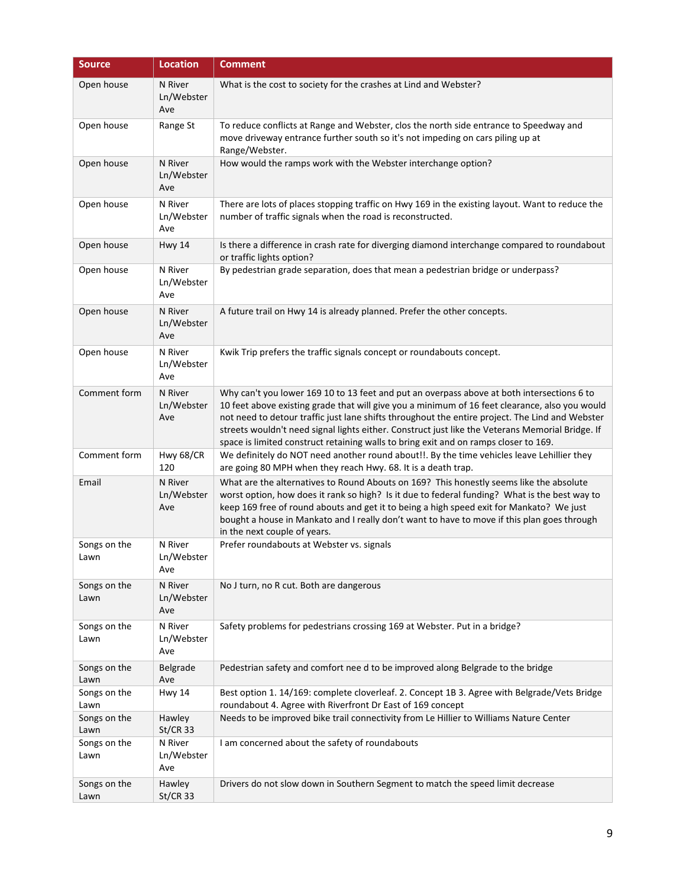| Source | Location | Comment |
| --- | --- | --- |
| Open house | N River Ln/Webster Ave | What is the cost to society for the crashes at Lind and Webster? |
| Open house | Range St | To reduce conflicts at Range and Webster, clos the north side entrance to Speedway and move driveway entrance further south so it's not impeding on cars piling up at Range/Webster. |
| Open house | N River Ln/Webster Ave | How would the ramps work with the Webster interchange option? |
| Open house | N River Ln/Webster Ave | There are lots of places stopping traffic on Hwy 169 in the existing layout. Want to reduce the number of traffic signals when the road is reconstructed. |
| Open house | Hwy 14 | Is there a difference in crash rate for diverging diamond interchange compared to roundabout or traffic lights option? |
| Open house | N River Ln/Webster Ave | By pedestrian grade separation, does that mean a pedestrian bridge or underpass? |
| Open house | N River Ln/Webster Ave | A future trail on Hwy 14 is already planned. Prefer the other concepts. |
| Open house | N River Ln/Webster Ave | Kwik Trip prefers the traffic signals concept or roundabouts concept. |
| Comment form | N River Ln/Webster Ave | Why can't you lower 169 10 to 13 feet and put an overpass above at both intersections 6 to 10 feet above existing grade that will give you a minimum of 16 feet clearance, also you would not need to detour traffic just lane shifts throughout the entire project. The Lind and Webster streets wouldn't need signal lights either. Construct just like the Veterans Memorial Bridge. If space is limited construct retaining walls to bring exit and on ramps closer to 169. |
| Comment form | Hwy 68/CR 120 | We definitely do NOT need another round about!!. By the time vehicles leave Lehillier they are going 80 MPH when they reach Hwy. 68. It is a death trap. |
| Email | N River Ln/Webster Ave | What are the alternatives to Round Abouts on 169? This honestly seems like the absolute worst option, how does it rank so high? Is it due to federal funding? What is the best way to keep 169 free of round abouts and get it to being a high speed exit for Mankato? We just bought a house in Mankato and I really don't want to have to move if this plan goes through in the next couple of years. |
| Songs on the Lawn | N River Ln/Webster Ave | Prefer roundabouts at Webster vs. signals |
| Songs on the Lawn | N River Ln/Webster Ave | No J turn, no R cut. Both are dangerous |
| Songs on the Lawn | N River Ln/Webster Ave | Safety problems for pedestrians crossing 169 at Webster. Put in a bridge? |
| Songs on the Lawn | Belgrade Ave | Pedestrian safety and comfort nee d to be improved along Belgrade to the bridge |
| Songs on the Lawn | Hwy 14 | Best option 1. 14/169: complete cloverleaf. 2. Concept 1B 3. Agree with Belgrade/Vets Bridge roundabout 4. Agree with Riverfront Dr East of 169 concept |
| Songs on the Lawn | Hawley St/CR 33 | Needs to be improved bike trail connectivity from Le Hillier to Williams Nature Center |
| Songs on the Lawn | N River Ln/Webster Ave | I am concerned about the safety of roundabouts |
| Songs on the Lawn | Hawley St/CR 33 | Drivers do not slow down in Southern Segment to match the speed limit decrease |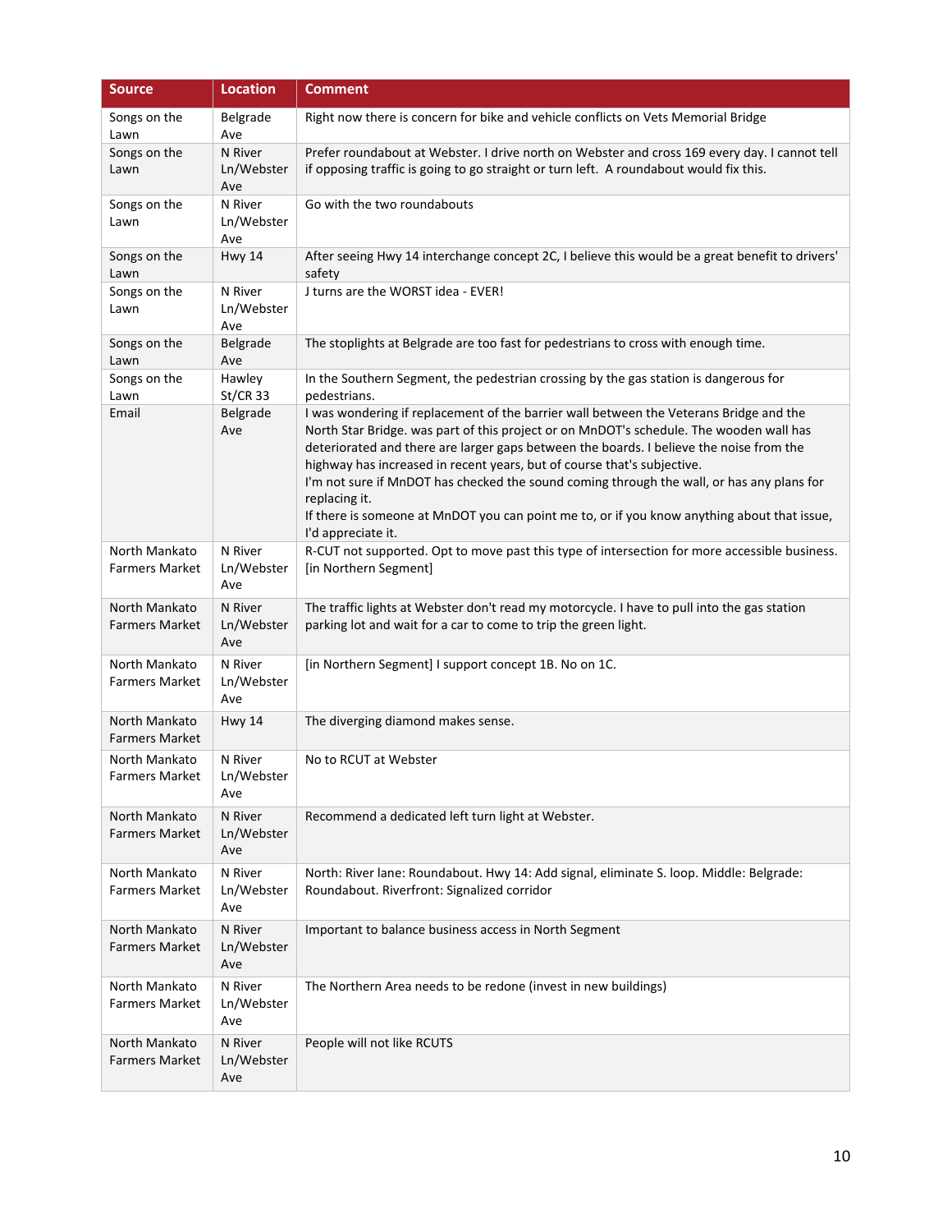| Source | Location | Comment |
|---|---|---|
| Songs on the Lawn | Belgrade Ave | Right now there is concern for bike and vehicle conflicts on Vets Memorial Bridge |
| Songs on the Lawn | N River Ln/Webster Ave | Prefer roundabout at Webster. I drive north on Webster and cross 169 every day. I cannot tell if opposing traffic is going to go straight or turn left. A roundabout would fix this. |
| Songs on the Lawn | N River Ln/Webster Ave | Go with the two roundabouts |
| Songs on the Lawn | Hwy 14 | After seeing Hwy 14 interchange concept 2C, I believe this would be a great benefit to drivers' safety |
| Songs on the Lawn | N River Ln/Webster Ave | J turns are the WORST idea - EVER! |
| Songs on the Lawn | Belgrade Ave | The stoplights at Belgrade are too fast for pedestrians to cross with enough time. |
| Songs on the Lawn | Hawley St/CR 33 | In the Southern Segment, the pedestrian crossing by the gas station is dangerous for pedestrians. |
| Email | Belgrade Ave | I was wondering if replacement of the barrier wall between the Veterans Bridge and the North Star Bridge. was part of this project or on MnDOT's schedule. The wooden wall has deteriorated and there are larger gaps between the boards. I believe the noise from the highway has increased in recent years, but of course that's subjective.<br>I'm not sure if MnDOT has checked the sound coming through the wall, or has any plans for replacing it.<br>If there is someone at MnDOT you can point me to, or if you know anything about that issue, I'd appreciate it. |
| North Mankato Farmers Market | N River Ln/Webster Ave | R-CUT not supported. Opt to move past this type of intersection for more accessible business. [in Northern Segment] |
| North Mankato Farmers Market | N River Ln/Webster Ave | The traffic lights at Webster don't read my motorcycle. I have to pull into the gas station parking lot and wait for a car to come to trip the green light. |
| North Mankato Farmers Market | N River Ln/Webster Ave | [in Northern Segment] I support concept 1B. No on 1C. |
| North Mankato Farmers Market | Hwy 14 | The diverging diamond makes sense. |
| North Mankato Farmers Market | N River Ln/Webster Ave | No to RCUT at Webster |
| North Mankato Farmers Market | N River Ln/Webster Ave | Recommend a dedicated left turn light at Webster. |
| North Mankato Farmers Market | N River Ln/Webster Ave | North: River lane: Roundabout. Hwy 14: Add signal, eliminate S. loop. Middle: Belgrade: Roundabout. Riverfront: Signalized corridor |
| North Mankato Farmers Market | N River Ln/Webster Ave | Important to balance business access in North Segment |
| North Mankato Farmers Market | N River Ln/Webster Ave | The Northern Area needs to be redone (invest in new buildings) |
| North Mankato Farmers Market | N River Ln/Webster Ave | People will not like RCUTS |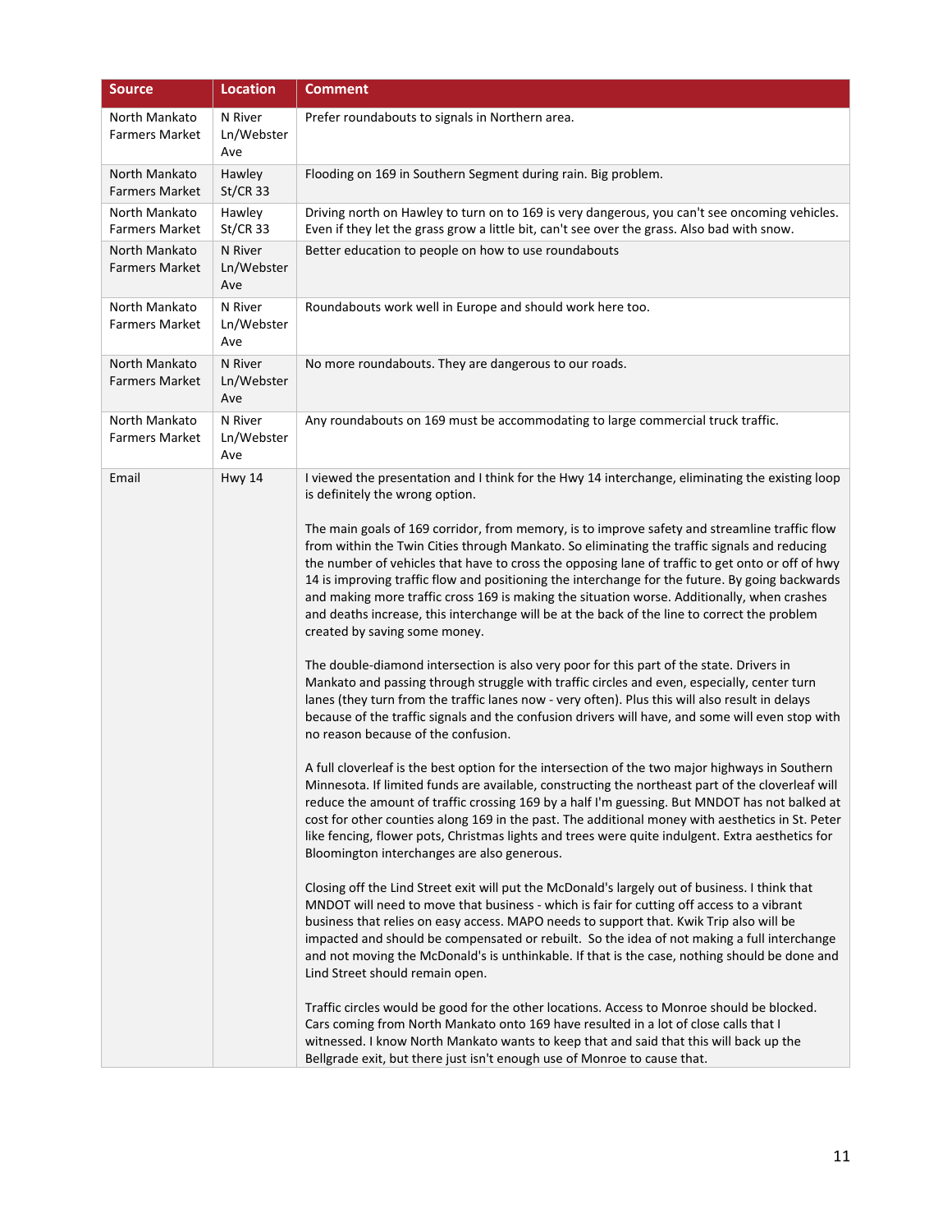| Source | Location | Comment |
|---|---|---|
| North Mankato Farmers Market | N River Ln/Webster Ave | Prefer roundabouts to signals in Northern area. |
| North Mankato Farmers Market | Hawley St/CR 33 | Flooding on 169 in Southern Segment during rain. Big problem. |
| North Mankato Farmers Market | Hawley St/CR 33 | Driving north on Hawley to turn on to 169 is very dangerous, you can't see oncoming vehicles. Even if they let the grass grow a little bit, can't see over the grass. Also bad with snow. |
| North Mankato Farmers Market | N River Ln/Webster Ave | Better education to people on how to use roundabouts |
| North Mankato Farmers Market | N River Ln/Webster Ave | Roundabouts work well in Europe and should work here too. |
| North Mankato Farmers Market | N River Ln/Webster Ave | No more roundabouts. They are dangerous to our roads. |
| North Mankato Farmers Market | N River Ln/Webster Ave | Any roundabouts on 169 must be accommodating to large commercial truck traffic. |
| Email | Hwy 14 | I viewed the presentation and I think for the Hwy 14 interchange, eliminating the existing loop is definitely the wrong option.<br><br>The main goals of 169 corridor, from memory, is to improve safety and streamline traffic flow from within the Twin Cities through Mankato. So eliminating the traffic signals and reducing the number of vehicles that have to cross the opposing lane of traffic to get onto or off of hwy 14 is improving traffic flow and positioning the interchange for the future. By going backwards and making more traffic cross 169 is making the situation worse. Additionally, when crashes and deaths increase, this interchange will be at the back of the line to correct the problem created by saving some money.<br><br>The double-diamond intersection is also very poor for this part of the state. Drivers in Mankato and passing through struggle with traffic circles and even, especially, center turn lanes (they turn from the traffic lanes now - very often). Plus this will also result in delays because of the traffic signals and the confusion drivers will have, and some will even stop with no reason because of the confusion.<br><br>A full cloverleaf is the best option for the intersection of the two major highways in Southern Minnesota. If limited funds are available, constructing the northeast part of the cloverleaf will reduce the amount of traffic crossing 169 by a half I'm guessing. But MNDOT has not balked at cost for other counties along 169 in the past. The additional money with aesthetics in St. Peter like fencing, flower pots, Christmas lights and trees were quite indulgent. Extra aesthetics for Bloomington interchanges are also generous.<br><br>Closing off the Lind Street exit will put the McDonald's largely out of business. I think that MNDOT will need to move that business - which is fair for cutting off access to a vibrant business that relies on easy access. MAPO needs to support that. Kwik Trip also will be impacted and should be compensated or rebuilt. So the idea of not making a full interchange and not moving the McDonald's is unthinkable. If that is the case, nothing should be done and Lind Street should remain open.<br><br>Traffic circles would be good for the other locations. Access to Monroe should be blocked. Cars coming from North Mankato onto 169 have resulted in a lot of close calls that I witnessed. I know North Mankato wants to keep that and said that this will back up the Bellgrade exit, but there just isn't enough use of Monroe to cause that. |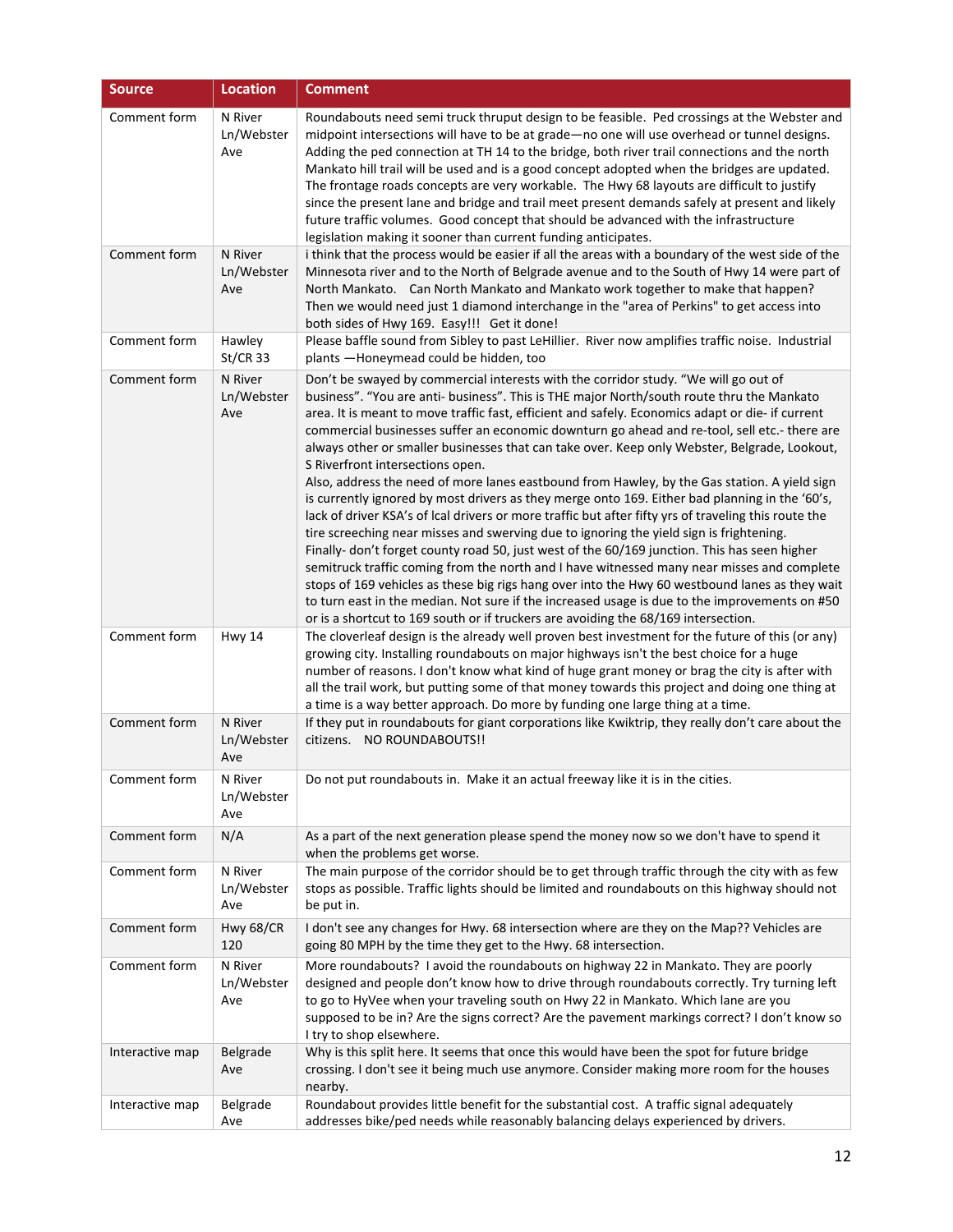| Source | Location | Comment |
|---|---|---|
| Comment form | N River Ln/Webster Ave | Roundabouts need semi truck thruput design to be feasible. Ped crossings at the Webster and midpoint intersections will have to be at grade—no one will use overhead or tunnel designs. Adding the ped connection at TH 14 to the bridge, both river trail connections and the north Mankato hill trail will be used and is a good concept adopted when the bridges are updated. The frontage roads concepts are very workable. The Hwy 68 layouts are difficult to justify since the present lane and bridge and trail meet present demands safely at present and likely future traffic volumes. Good concept that should be advanced with the infrastructure legislation making it sooner than current funding anticipates. |
| Comment form | N River Ln/Webster Ave | i think that the process would be easier if all the areas with a boundary of the west side of the Minnesota river and to the North of Belgrade avenue and to the South of Hwy 14 were part of North Mankato. Can North Mankato and Mankato work together to make that happen? Then we would need just 1 diamond interchange in the "area of Perkins" to get access into both sides of Hwy 169. Easy!!! Get it done! |
| Comment form | Hawley St/CR 33 | Please baffle sound from Sibley to past LeHillier. River now amplifies traffic noise. Industrial plants —Honeymead could be hidden, too |
| Comment form | N River Ln/Webster Ave | Don't be swayed by commercial interests with the corridor study. "We will go out of business". "You are anti- business". This is THE major North/south route thru the Mankato area. It is meant to move traffic fast, efficient and safely. Economics adapt or die- if current commercial businesses suffer an economic downturn go ahead and re-tool, sell etc.- there are always other or smaller businesses that can take over. Keep only Webster, Belgrade, Lookout, S Riverfront intersections open.<br>Also, address the need of more lanes eastbound from Hawley, by the Gas station. A yield sign is currently ignored by most drivers as they merge onto 169. Either bad planning in the '60's, lack of driver KSA's of lcal drivers or more traffic but after fifty yrs of traveling this route the tire screeching near misses and swerving due to ignoring the yield sign is frightening.<br>Finally- don't forget county road 50, just west of the 60/169 junction. This has seen higher semitruck traffic coming from the north and I have witnessed many near misses and complete stops of 169 vehicles as these big rigs hang over into the Hwy 60 westbound lanes as they wait to turn east in the median. Not sure if the increased usage is due to the improvements on #50 or is a shortcut to 169 south or if truckers are avoiding the 68/169 intersection. |
| Comment form | Hwy 14 | The cloverleaf design is the already well proven best investment for the future of this (or any) growing city. Installing roundabouts on major highways isn't the best choice for a huge number of reasons. I don't know what kind of huge grant money or brag the city is after with all the trail work, but putting some of that money towards this project and doing one thing at a time is a way better approach. Do more by funding one large thing at a time. |
| Comment form | N River Ln/Webster Ave | If they put in roundabouts for giant corporations like Kwiktrip, they really don't care about the citizens. NO ROUNDABOUTS!! |
| Comment form | N River Ln/Webster Ave | Do not put roundabouts in. Make it an actual freeway like it is in the cities. |
| Comment form | N/A | As a part of the next generation please spend the money now so we don't have to spend it when the problems get worse. |
| Comment form | N River Ln/Webster Ave | The main purpose of the corridor should be to get through traffic through the city with as few stops as possible. Traffic lights should be limited and roundabouts on this highway should not be put in. |
| Comment form | Hwy 68/CR 120 | I don't see any changes for Hwy. 68 intersection where are they on the Map?? Vehicles are going 80 MPH by the time they get to the Hwy. 68 intersection. |
| Comment form | N River Ln/Webster Ave | More roundabouts? I avoid the roundabouts on highway 22 in Mankato. They are poorly designed and people don't know how to drive through roundabouts correctly. Try turning left to go to HyVee when your traveling south on Hwy 22 in Mankato. Which lane are you supposed to be in? Are the signs correct? Are the pavement markings correct? I don't know so I try to shop elsewhere. |
| Interactive map | Belgrade Ave | Why is this split here. It seems that once this would have been the spot for future bridge crossing. I don't see it being much use anymore. Consider making more room for the houses nearby. |
| Interactive map | Belgrade Ave | Roundabout provides little benefit for the substantial cost. A traffic signal adequately addresses bike/ped needs while reasonably balancing delays experienced by drivers. |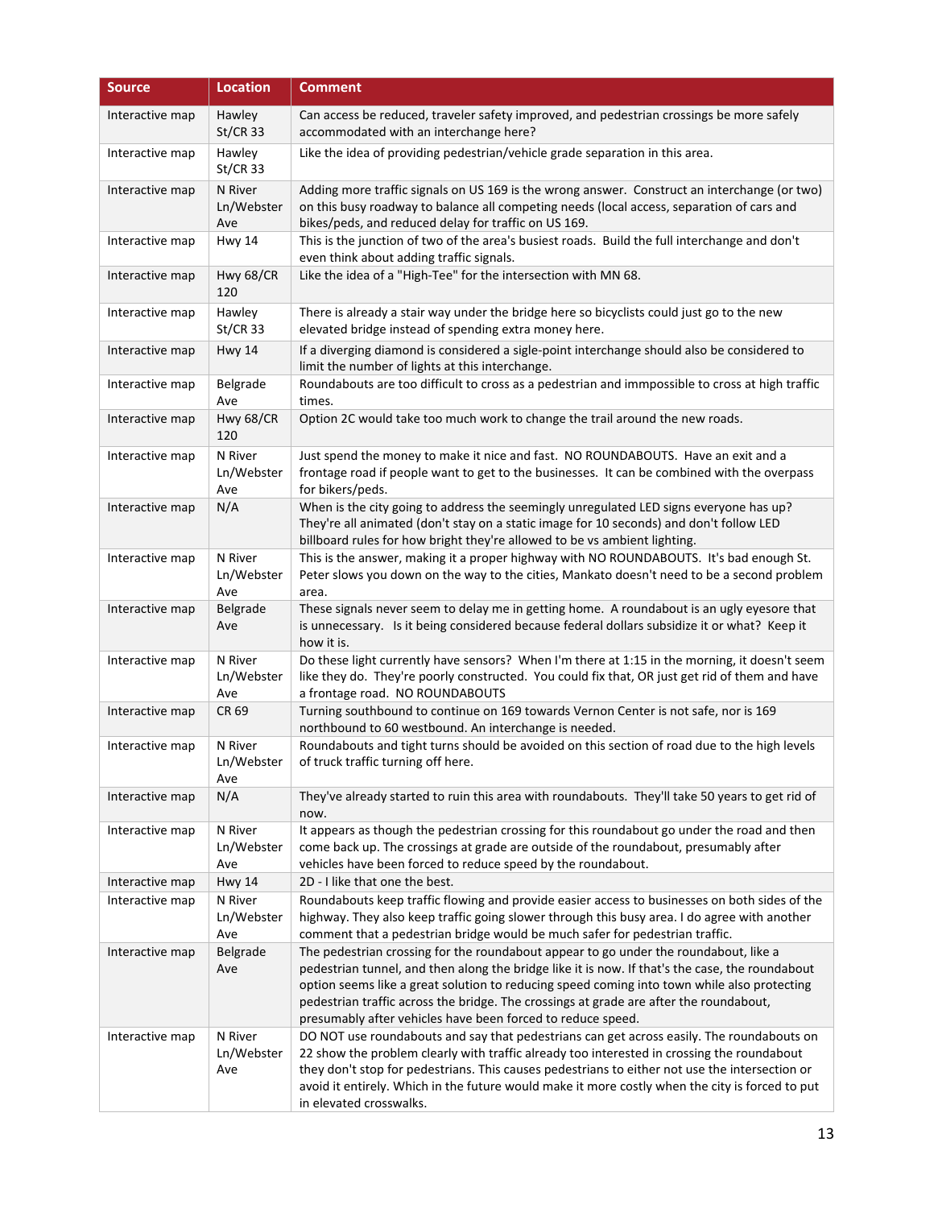| Source | Location | Comment |
|---|---|---|
| Interactive map | Hawley St/CR 33 | Can access be reduced, traveler safety improved, and pedestrian crossings be more safely accommodated with an interchange here? |
| Interactive map | Hawley St/CR 33 | Like the idea of providing pedestrian/vehicle grade separation in this area. |
| Interactive map | N River Ln/Webster Ave | Adding more traffic signals on US 169 is the wrong answer. Construct an interchange (or two) on this busy roadway to balance all competing needs (local access, separation of cars and bikes/peds, and reduced delay for traffic on US 169. |
| Interactive map | Hwy 14 | This is the junction of two of the area's busiest roads. Build the full interchange and don't even think about adding traffic signals. |
| Interactive map | Hwy 68/CR 120 | Like the idea of a "High-Tee" for the intersection with MN 68. |
| Interactive map | Hawley St/CR 33 | There is already a stair way under the bridge here so bicyclists could just go to the new elevated bridge instead of spending extra money here. |
| Interactive map | Hwy 14 | If a diverging diamond is considered a sigle-point interchange should also be considered to limit the number of lights at this interchange. |
| Interactive map | Belgrade Ave | Roundabouts are too difficult to cross as a pedestrian and immpossible to cross at high traffic times. |
| Interactive map | Hwy 68/CR 120 | Option 2C would take too much work to change the trail around the new roads. |
| Interactive map | N River Ln/Webster Ave | Just spend the money to make it nice and fast. NO ROUNDABOUTS. Have an exit and a frontage road if people want to get to the businesses. It can be combined with the overpass for bikers/peds. |
| Interactive map | N/A | When is the city going to address the seemingly unregulated LED signs everyone has up? They're all animated (don't stay on a static image for 10 seconds) and don't follow LED billboard rules for how bright they're allowed to be vs ambient lighting. |
| Interactive map | N River Ln/Webster Ave | This is the answer, making it a proper highway with NO ROUNDABOUTS. It's bad enough St. Peter slows you down on the way to the cities, Mankato doesn't need to be a second problem area. |
| Interactive map | Belgrade Ave | These signals never seem to delay me in getting home. A roundabout is an ugly eyesore that is unnecessary. Is it being considered because federal dollars subsidize it or what? Keep it how it is. |
| Interactive map | N River Ln/Webster Ave | Do these light currently have sensors? When I'm there at 1:15 in the morning, it doesn't seem like they do. They're poorly constructed. You could fix that, OR just get rid of them and have a frontage road. NO ROUNDABOUTS |
| Interactive map | CR 69 | Turning southbound to continue on 169 towards Vernon Center is not safe, nor is 169 northbound to 60 westbound. An interchange is needed. |
| Interactive map | N River Ln/Webster Ave | Roundabouts and tight turns should be avoided on this section of road due to the high levels of truck traffic turning off here. |
| Interactive map | N/A | They've already started to ruin this area with roundabouts. They'll take 50 years to get rid of now. |
| Interactive map | N River Ln/Webster Ave | It appears as though the pedestrian crossing for this roundabout go under the road and then come back up. The crossings at grade are outside of the roundabout, presumably after vehicles have been forced to reduce speed by the roundabout. |
| Interactive map | Hwy 14 | 2D - I like that one the best. |
| Interactive map | N River Ln/Webster Ave | Roundabouts keep traffic flowing and provide easier access to businesses on both sides of the highway. They also keep traffic going slower through this busy area. I do agree with another comment that a pedestrian bridge would be much safer for pedestrian traffic. |
| Interactive map | Belgrade Ave | The pedestrian crossing for the roundabout appear to go under the roundabout, like a pedestrian tunnel, and then along the bridge like it is now. If that's the case, the roundabout option seems like a great solution to reducing speed coming into town while also protecting pedestrian traffic across the bridge. The crossings at grade are after the roundabout, presumably after vehicles have been forced to reduce speed. |
| Interactive map | N River Ln/Webster Ave | DO NOT use roundabouts and say that pedestrians can get across easily. The roundabouts on 22 show the problem clearly with traffic already too interested in crossing the roundabout they don't stop for pedestrians. This causes pedestrians to either not use the intersection or avoid it entirely. Which in the future would make it more costly when the city is forced to put in elevated crosswalks. |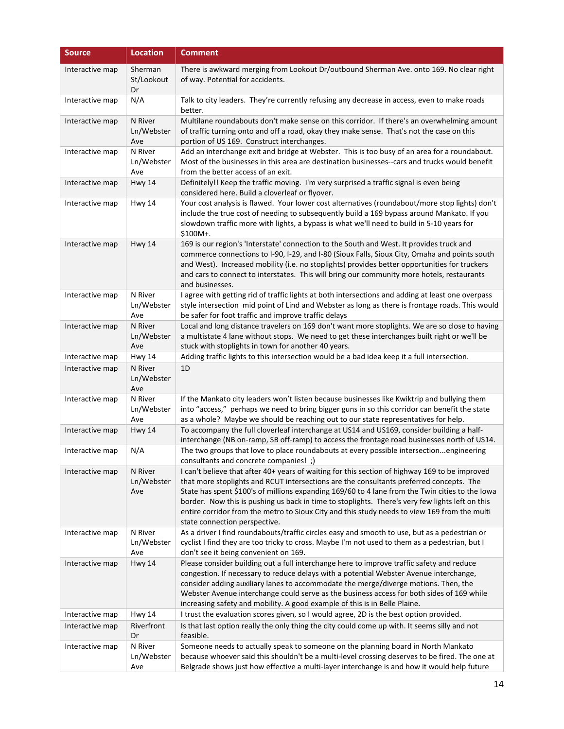| Source | Location | Comment |
|---|---|---|
| Interactive map | Sherman St/Lookout Dr | There is awkward merging from Lookout Dr/outbound Sherman Ave. onto 169. No clear right of way. Potential for accidents. |
| Interactive map | N/A | Talk to city leaders. They're currently refusing any decrease in access, even to make roads better. |
| Interactive map | N River Ln/Webster Ave | Multilane roundabouts don't make sense on this corridor. If there's an overwhelming amount of traffic turning onto and off a road, okay they make sense. That's not the case on this portion of US 169. Construct interchanges. |
| Interactive map | N River Ln/Webster Ave | Add an interchange exit and bridge at Webster. This is too busy of an area for a roundabout. Most of the businesses in this area are destination businesses--cars and trucks would benefit from the better access of an exit. |
| Interactive map | Hwy 14 | Definitely!! Keep the traffic moving. I'm very surprised a traffic signal is even being considered here. Build a cloverleaf or flyover. |
| Interactive map | Hwy 14 | Your cost analysis is flawed. Your lower cost alternatives (roundabout/more stop lights) don't include the true cost of needing to subsequently build a 169 bypass around Mankato. If you slowdown traffic more with lights, a bypass is what we'll need to build in 5-10 years for $100M+. |
| Interactive map | Hwy 14 | 169 is our region's 'Interstate' connection to the South and West. It provides truck and commerce connections to I-90, I-29, and I-80 (Sioux Falls, Sioux City, Omaha and points south and West). Increased mobility (i.e. no stoplights) provides better opportunities for truckers and cars to connect to interstates. This will bring our community more hotels, restaurants and businesses. |
| Interactive map | N River Ln/Webster Ave | I agree with getting rid of traffic lights at both intersections and adding at least one overpass style intersection mid point of Lind and Webster as long as there is frontage roads. This would be safer for foot traffic and improve traffic delays |
| Interactive map | N River Ln/Webster Ave | Local and long distance travelers on 169 don't want more stoplights. We are so close to having a multistate 4 lane without stops. We need to get these interchanges built right or we'll be stuck with stoplights in town for another 40 years. |
| Interactive map | Hwy 14 | Adding traffic lights to this intersection would be a bad idea keep it a full intersection. |
| Interactive map | N River Ln/Webster Ave | 1D |
| Interactive map | N River Ln/Webster Ave | If the Mankato city leaders won't listen because businesses like Kwiktrip and bullying them into "access," perhaps we need to bring bigger guns in so this corridor can benefit the state as a whole? Maybe we should be reaching out to our state representatives for help. |
| Interactive map | Hwy 14 | To accompany the full cloverleaf interchange at US14 and US169, consider building a half-interchange (NB on-ramp, SB off-ramp) to access the frontage road businesses north of US14. |
| Interactive map | N/A | The two groups that love to place roundabouts at every possible intersection...engineering consultants and concrete companies! ;) |
| Interactive map | N River Ln/Webster Ave | I can't believe that after 40+ years of waiting for this section of highway 169 to be improved that more stoplights and RCUT intersections are the consultants preferred concepts. The State has spent $100's of millions expanding 169/60 to 4 lane from the Twin cities to the Iowa border. Now this is pushing us back in time to stoplights. There's very few lights left on this entire corridor from the metro to Sioux City and this study needs to view 169 from the multi state connection perspective. |
| Interactive map | N River Ln/Webster Ave | As a driver I find roundabouts/traffic circles easy and smooth to use, but as a pedestrian or cyclist I find they are too tricky to cross. Maybe I'm not used to them as a pedestrian, but I don't see it being convenient on 169. |
| Interactive map | Hwy 14 | Please consider building out a full interchange here to improve traffic safety and reduce congestion. If necessary to reduce delays with a potential Webster Avenue interchange, consider adding auxiliary lanes to accommodate the merge/diverge motions. Then, the Webster Avenue interchange could serve as the business access for both sides of 169 while increasing safety and mobility. A good example of this is in Belle Plaine. |
| Interactive map | Hwy 14 | I trust the evaluation scores given, so I would agree, 2D is the best option provided. |
| Interactive map | Riverfront Dr | Is that last option really the only thing the city could come up with. It seems silly and not feasible. |
| Interactive map | N River Ln/Webster Ave | Someone needs to actually speak to someone on the planning board in North Mankato because whoever said this shouldn't be a multi-level crossing deserves to be fired. The one at Belgrade shows just how effective a multi-layer interchange is and how it would help future |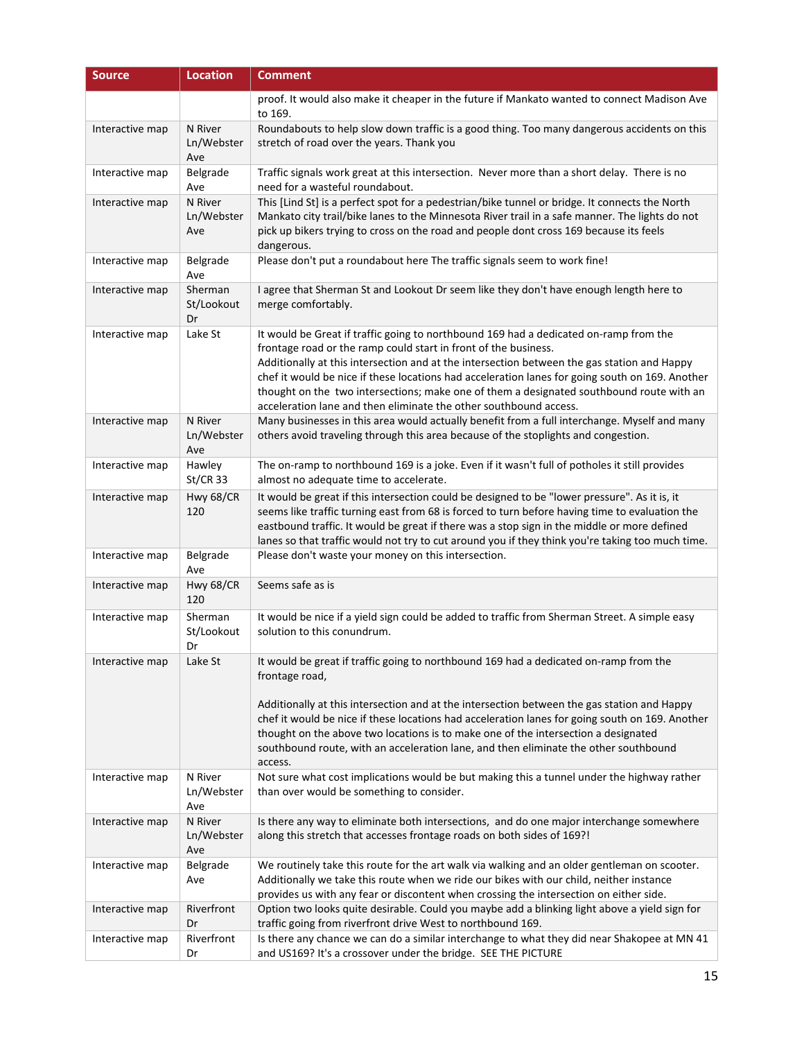| Source | Location | Comment |
|---|---|---|
| | | proof. It would also make it cheaper in the future if Mankato wanted to connect Madison Ave to 169. |
| Interactive map | N River Ln/Webster Ave | Roundabouts to help slow down traffic is a good thing. Too many dangerous accidents on this stretch of road over the years. Thank you |
| Interactive map | Belgrade Ave | Traffic signals work great at this intersection. Never more than a short delay. There is no need for a wasteful roundabout. |
| Interactive map | N River Ln/Webster Ave | This [Lind St] is a perfect spot for a pedestrian/bike tunnel or bridge. It connects the North Mankato city trail/bike lanes to the Minnesota River trail in a safe manner. The lights do not pick up bikers trying to cross on the road and people dont cross 169 because its feels dangerous. |
| Interactive map | Belgrade Ave | Please don't put a roundabout here The traffic signals seem to work fine! |
| Interactive map | Sherman St/Lookout Dr | I agree that Sherman St and Lookout Dr seem like they don't have enough length here to merge comfortably. |
| Interactive map | Lake St | It would be Great if traffic going to northbound 169 had a dedicated on-ramp from the frontage road or the ramp could start in front of the business.<br>Additionally at this intersection and at the intersection between the gas station and Happy chef it would be nice if these locations had acceleration lanes for going south on 169. Another thought on the two intersections; make one of them a designated southbound route with an acceleration lane and then eliminate the other southbound access. |
| Interactive map | N River Ln/Webster Ave | Many businesses in this area would actually benefit from a full interchange. Myself and many others avoid traveling through this area because of the stoplights and congestion. |
| Interactive map | Hawley St/CR 33 | The on-ramp to northbound 169 is a joke. Even if it wasn't full of potholes it still provides almost no adequate time to accelerate. |
| Interactive map | Hwy 68/CR 120 | It would be great if this intersection could be designed to be "lower pressure". As it is, it seems like traffic turning east from 68 is forced to turn before having time to evaluation the eastbound traffic. It would be great if there was a stop sign in the middle or more defined lanes so that traffic would not try to cut around you if they think you're taking too much time. |
| Interactive map | Belgrade Ave | Please don't waste your money on this intersection. |
| Interactive map | Hwy 68/CR 120 | Seems safe as is |
| Interactive map | Sherman St/Lookout Dr | It would be nice if a yield sign could be added to traffic from Sherman Street. A simple easy solution to this conundrum. |
| Interactive map | Lake St | It would be great if traffic going to northbound 169 had a dedicated on-ramp from the frontage road,<br><br>Additionally at this intersection and at the intersection between the gas station and Happy chef it would be nice if these locations had acceleration lanes for going south on 169. Another thought on the above two locations is to make one of the intersection a designated southbound route, with an acceleration lane, and then eliminate the other southbound access. |
| Interactive map | N River Ln/Webster Ave | Not sure what cost implications would be but making this a tunnel under the highway rather than over would be something to consider. |
| Interactive map | N River Ln/Webster Ave | Is there any way to eliminate both intersections, and do one major interchange somewhere along this stretch that accesses frontage roads on both sides of 169?! |
| Interactive map | Belgrade Ave | We routinely take this route for the art walk via walking and an older gentleman on scooter. Additionally we take this route when we ride our bikes with our child, neither instance provides us with any fear or discontent when crossing the intersection on either side. |
| Interactive map | Riverfront Dr | Option two looks quite desirable. Could you maybe add a blinking light above a yield sign for traffic going from riverfront drive West to northbound 169. |
| Interactive map | Riverfront Dr | Is there any chance we can do a similar interchange to what they did near Shakopee at MN 41 and US169? It's a crossover under the bridge. SEE THE PICTURE |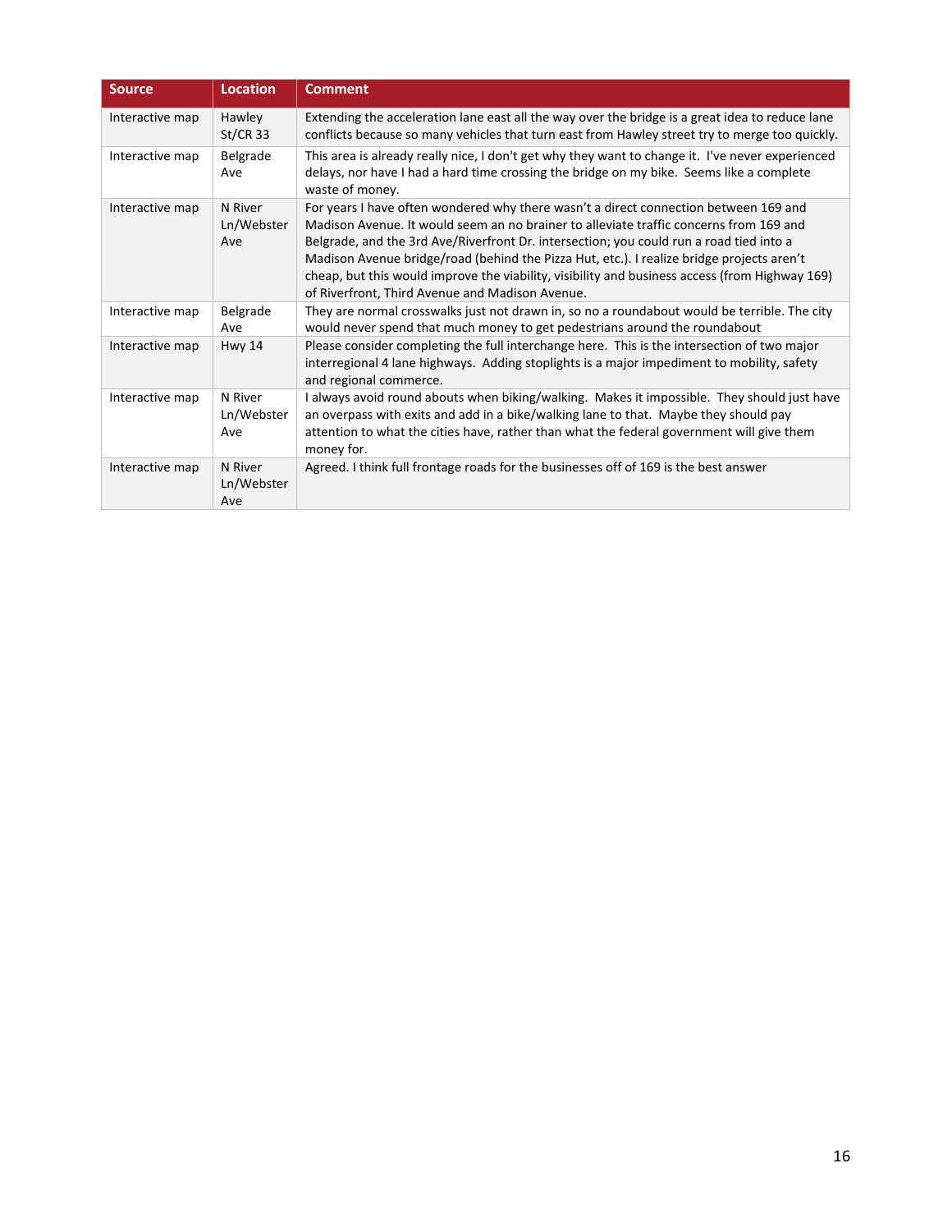| Source | Location | Comment |
|---|---|---|
| Interactive map | Hawley St/CR 33 | Extending the acceleration lane east all the way over the bridge is a great idea to reduce lane conflicts because so many vehicles that turn east from Hawley street try to merge too quickly. |
| Interactive map | Belgrade Ave | This area is already really nice, I don't get why they want to change it. I've never experienced delays, nor have I had a hard time crossing the bridge on my bike. Seems like a complete waste of money. |
| Interactive map | N River Ln/Webster Ave | For years I have often wondered why there wasn't a direct connection between 169 and Madison Avenue. It would seem an no brainer to alleviate traffic concerns from 169 and Belgrade, and the 3rd Ave/Riverfront Dr. intersection; you could run a road tied into a Madison Avenue bridge/road (behind the Pizza Hut, etc.). I realize bridge projects aren't cheap, but this would improve the viability, visibility and business access (from Highway 169) of Riverfront, Third Avenue and Madison Avenue. |
| Interactive map | Belgrade Ave | They are normal crosswalks just not drawn in, so no a roundabout would be terrible. The city would never spend that much money to get pedestrians around the roundabout |
| Interactive map | Hwy 14 | Please consider completing the full interchange here. This is the intersection of two major interregional 4 lane highways. Adding stoplights is a major impediment to mobility, safety and regional commerce. |
| Interactive map | N River Ln/Webster Ave | I always avoid round abouts when biking/walking. Makes it impossible. They should just have an overpass with exits and add in a bike/walking lane to that. Maybe they should pay attention to what the cities have, rather than what the federal government will give them money for. |
| Interactive map | N River Ln/Webster Ave | Agreed. I think full frontage roads for the businesses off of 169 is the best answer |